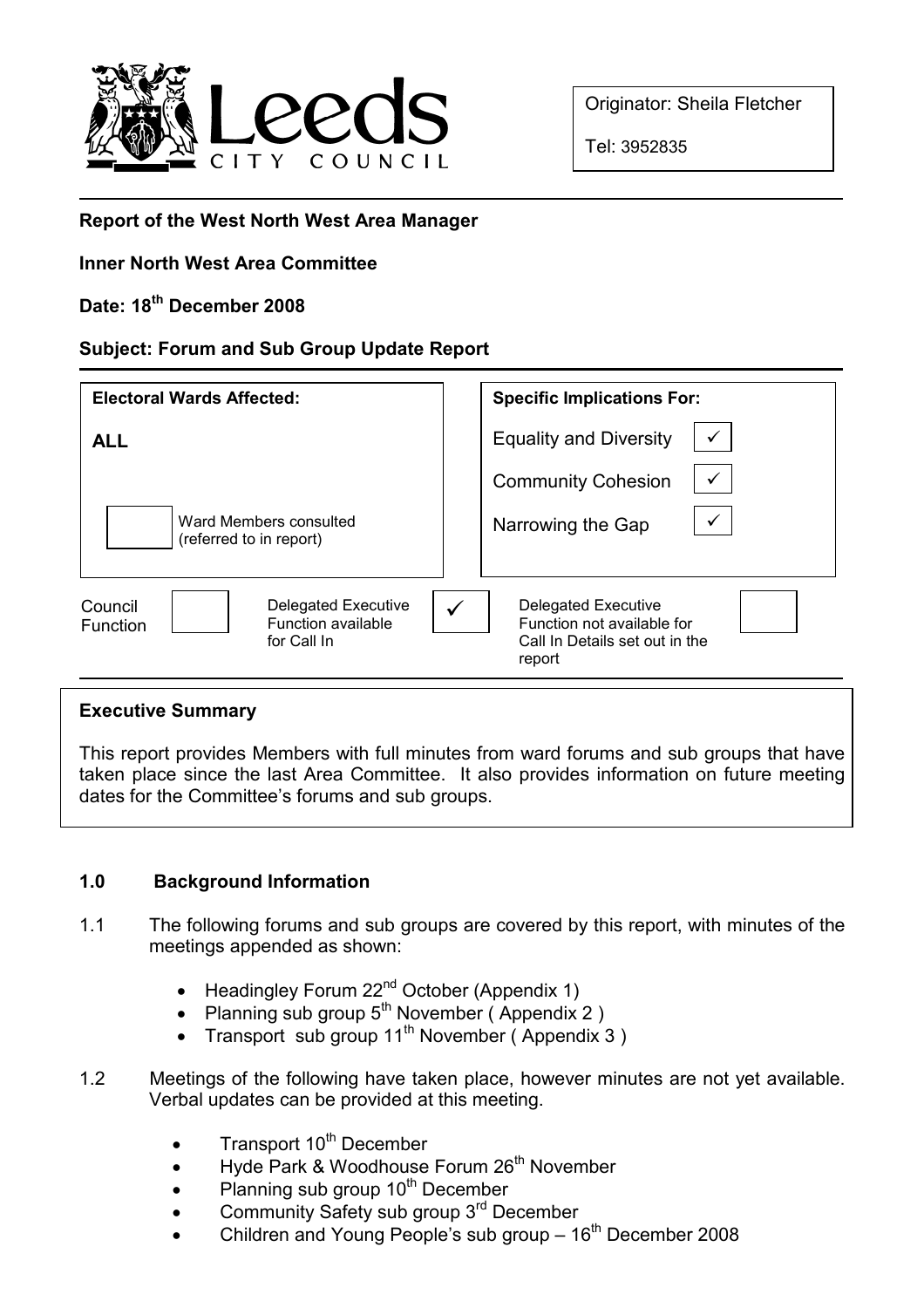Leeds CITY COUNCIL

Originator: Sheila Fletcher

Tel: 3952835

**Report of the West North West Area Manager**

**Inner North West Area Committee**

**Date: 18th December 2008**

**Subject: Forum and Sub Group Update Report**

| **Electoral Wards Affected:** | **Specific Implications For:** | |
|---|---|---|
| **ALL** | Equality and Diversity | ✓ |
| | Community Cohesion | ✓ |
| ☐ Ward Members consulted (referred to in report) | Narrowing the Gap | ✓ |

| Council Function | ☐ | Delegated Executive Function available for Call In | ✓ | Delegated Executive Function not available for Call In Details set out in the report | ☐ |
|---|---|---|---|---|---|

**Executive Summary**

This report provides Members with full minutes from ward forums and sub groups that have taken place since the last Area Committee. It also provides information on future meeting dates for the Committee's forums and sub groups.

## 1.0 Background Information

1.1 The following forums and sub groups are covered by this report, with minutes of the meetings appended as shown:

- Headingley Forum 22nd October (Appendix 1)
- Planning sub group 5th November ( Appendix 2 )
- Transport sub group 11th November ( Appendix 3 )

1.2 Meetings of the following have taken place, however minutes are not yet available. Verbal updates can be provided at this meeting.

- Transport 10th December
- Hyde Park & Woodhouse Forum 26th November
- Planning sub group 10th December
- Community Safety sub group 3rd December
- Children and Young People's sub group – 16th December 2008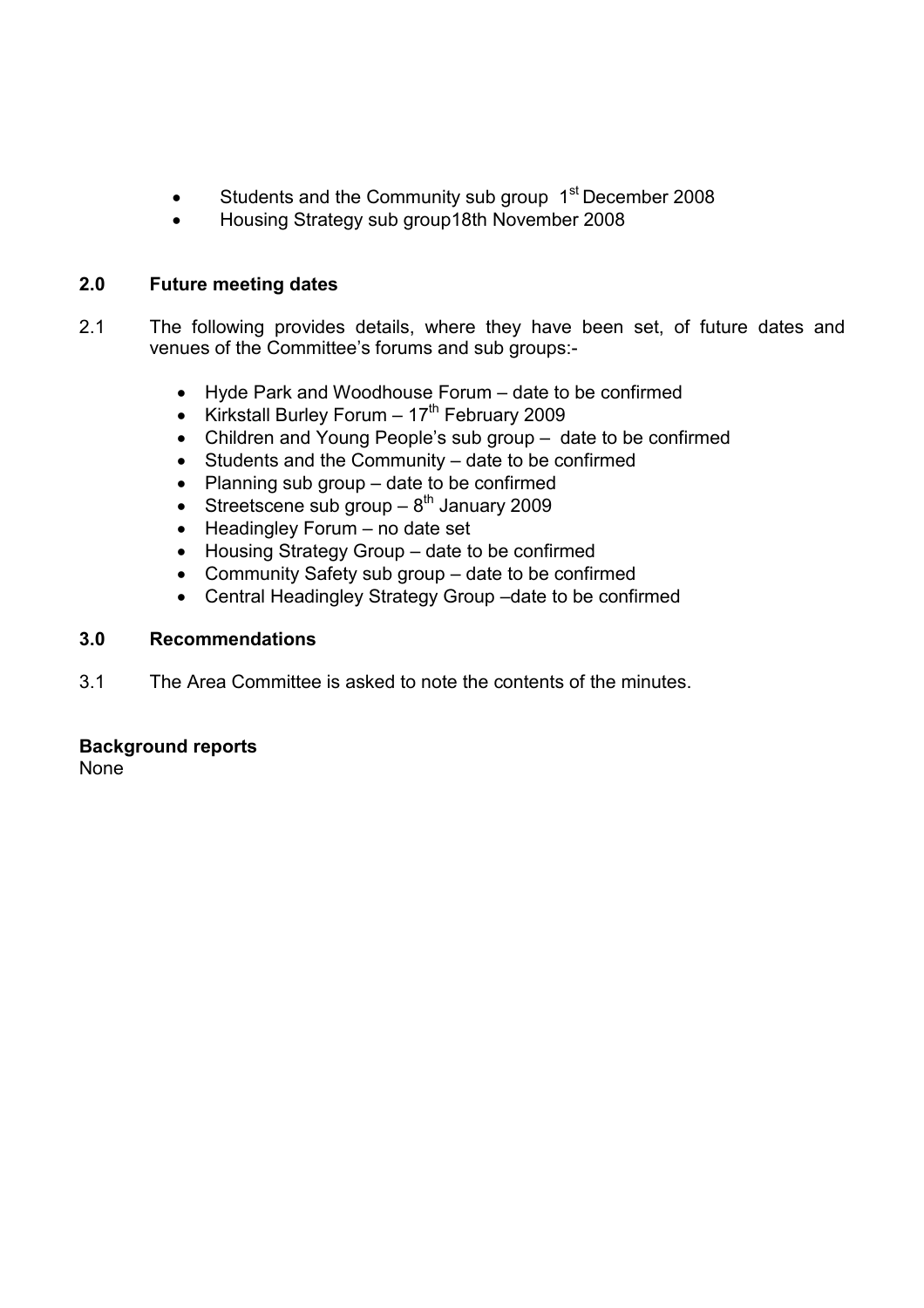- Students and the Community sub group 1st December 2008
- Housing Strategy sub group18th November 2008

## 2.0 Future meeting dates

2.1 The following provides details, where they have been set, of future dates and venues of the Committee's forums and sub groups:-

- Hyde Park and Woodhouse Forum – date to be confirmed
- Kirkstall Burley Forum – 17th February 2009
- Children and Young People's sub group – date to be confirmed
- Students and the Community – date to be confirmed
- Planning sub group – date to be confirmed
- Streetscene sub group – 8th January 2009
- Headingley Forum – no date set
- Housing Strategy Group – date to be confirmed
- Community Safety sub group – date to be confirmed
- Central Headingley Strategy Group –date to be confirmed

## 3.0 Recommendations

3.1 The Area Committee is asked to note the contents of the minutes.

**Background reports**

None